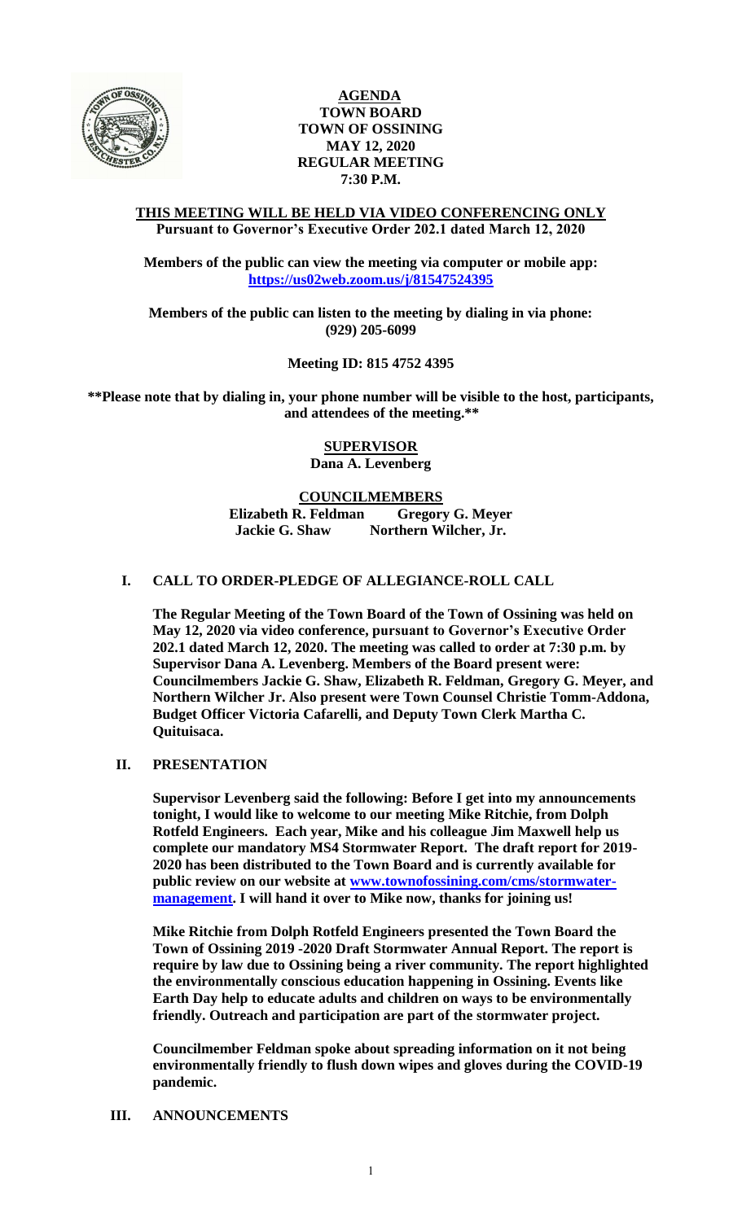# AGENDA
## TOWN BOARD
## TOWN OF OSSINING
## MAY 12, 2020
## REGULAR MEETING
## 7:30 P.M.

**THIS MEETING WILL BE HELD VIA VIDEO CONFERENCING ONLY**
**Pursuant to Governor's Executive Order 202.1 dated March 12, 2020**

**Members of the public can view the meeting via computer or mobile app:**
**https://us02web.zoom.us/j/81547524395**

**Members of the public can listen to the meeting by dialing in via phone:**
**(929) 205-6099**

**Meeting ID: 815 4752 4395**

**\*\*Please note that by dialing in, your phone number will be visible to the host, participants, and attendees of the meeting.\*\***

**SUPERVISOR**
**Dana A. Levenberg**

**COUNCILMEMBERS**
**Elizabeth R. Feldman** **Gregory G. Meyer**
**Jackie G. Shaw** **Northern Wilcher, Jr.**

## I. CALL TO ORDER-PLEDGE OF ALLEGIANCE-ROLL CALL

**The Regular Meeting of the Town Board of the Town of Ossining was held on May 12, 2020 via video conference, pursuant to Governor's Executive Order 202.1 dated March 12, 2020. The meeting was called to order at 7:30 p.m. by Supervisor Dana A. Levenberg. Members of the Board present were: Councilmembers Jackie G. Shaw, Elizabeth R. Feldman, Gregory G. Meyer, and Northern Wilcher Jr. Also present were Town Counsel Christie Tomm-Addona, Budget Officer Victoria Cafarelli, and Deputy Town Clerk Martha C. Quituisaca.**

## II. PRESENTATION

**Supervisor Levenberg said the following: Before I get into my announcements tonight, I would like to welcome to our meeting Mike Ritchie, from Dolph Rotfeld Engineers. Each year, Mike and his colleague Jim Maxwell help us complete our mandatory MS4 Stormwater Report. The draft report for 2019-2020 has been distributed to the Town Board and is currently available for public review on our website at www.townofossining.com/cms/stormwater-management. I will hand it over to Mike now, thanks for joining us!**

**Mike Ritchie from Dolph Rotfeld Engineers presented the Town Board the Town of Ossining 2019 -2020 Draft Stormwater Annual Report. The report is require by law due to Ossining being a river community. The report highlighted the environmentally conscious education happening in Ossining. Events like Earth Day help to educate adults and children on ways to be environmentally friendly. Outreach and participation are part of the stormwater project.**

**Councilmember Feldman spoke about spreading information on it not being environmentally friendly to flush down wipes and gloves during the COVID-19 pandemic.**

## III. ANNOUNCEMENTS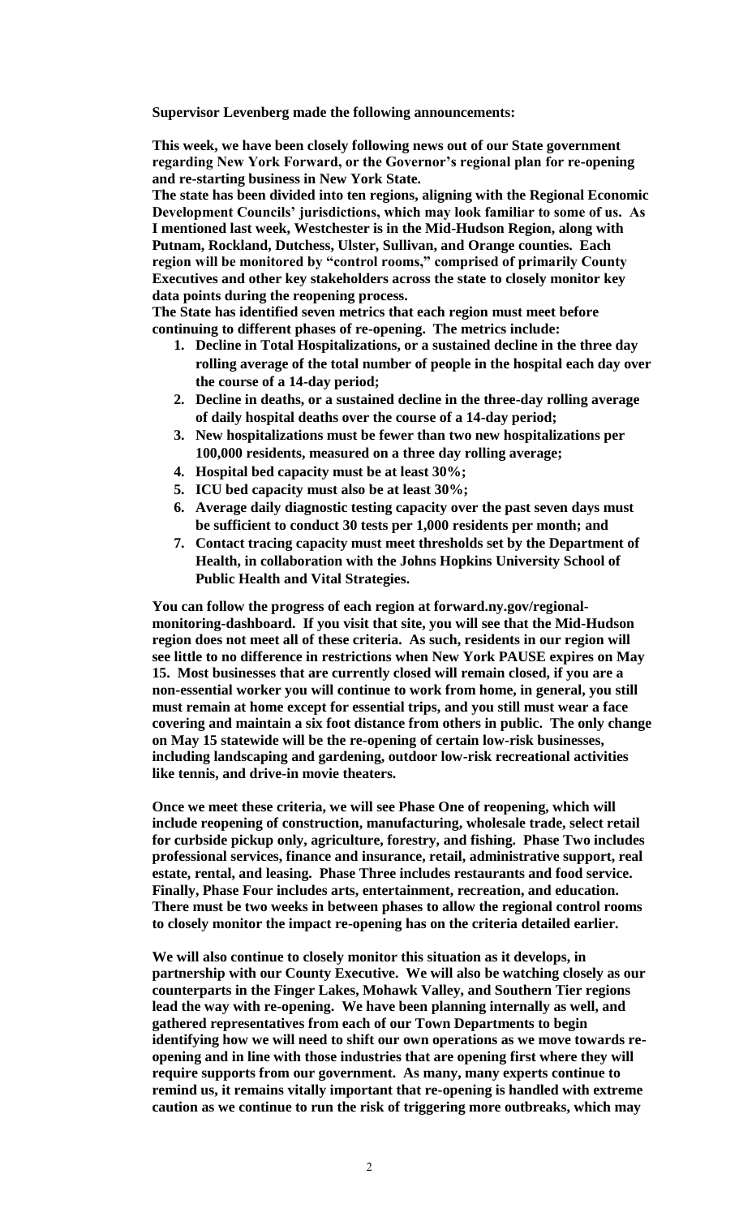**Supervisor Levenberg made the following announcements:**

**This week, we have been closely following news out of our State government regarding New York Forward, or the Governor's regional plan for re-opening and re-starting business in New York State.**

**The state has been divided into ten regions, aligning with the Regional Economic Development Councils' jurisdictions, which may look familiar to some of us. As I mentioned last week, Westchester is in the Mid-Hudson Region, along with Putnam, Rockland, Dutchess, Ulster, Sullivan, and Orange counties. Each region will be monitored by "control rooms," comprised of primarily County Executives and other key stakeholders across the state to closely monitor key data points during the reopening process.**

**The State has identified seven metrics that each region must meet before continuing to different phases of re-opening. The metrics include:**

1. **Decline in Total Hospitalizations, or a sustained decline in the three day rolling average of the total number of people in the hospital each day over the course of a 14-day period;**
2. **Decline in deaths, or a sustained decline in the three-day rolling average of daily hospital deaths over the course of a 14-day period;**
3. **New hospitalizations must be fewer than two new hospitalizations per 100,000 residents, measured on a three day rolling average;**
4. **Hospital bed capacity must be at least 30%;**
5. **ICU bed capacity must also be at least 30%;**
6. **Average daily diagnostic testing capacity over the past seven days must be sufficient to conduct 30 tests per 1,000 residents per month; and**
7. **Contact tracing capacity must meet thresholds set by the Department of Health, in collaboration with the Johns Hopkins University School of Public Health and Vital Strategies.**

**You can follow the progress of each region at forward.ny.gov/regional-monitoring-dashboard. If you visit that site, you will see that the Mid-Hudson region does not meet all of these criteria. As such, residents in our region will see little to no difference in restrictions when New York PAUSE expires on May 15. Most businesses that are currently closed will remain closed, if you are a non-essential worker you will continue to work from home, in general, you still must remain at home except for essential trips, and you still must wear a face covering and maintain a six foot distance from others in public. The only change on May 15 statewide will be the re-opening of certain low-risk businesses, including landscaping and gardening, outdoor low-risk recreational activities like tennis, and drive-in movie theaters.**

**Once we meet these criteria, we will see Phase One of reopening, which will include reopening of construction, manufacturing, wholesale trade, select retail for curbside pickup only, agriculture, forestry, and fishing. Phase Two includes professional services, finance and insurance, retail, administrative support, real estate, rental, and leasing. Phase Three includes restaurants and food service. Finally, Phase Four includes arts, entertainment, recreation, and education. There must be two weeks in between phases to allow the regional control rooms to closely monitor the impact re-opening has on the criteria detailed earlier.**

**We will also continue to closely monitor this situation as it develops, in partnership with our County Executive. We will also be watching closely as our counterparts in the Finger Lakes, Mohawk Valley, and Southern Tier regions lead the way with re-opening. We have been planning internally as well, and gathered representatives from each of our Town Departments to begin identifying how we will need to shift our own operations as we move towards re-opening and in line with those industries that are opening first where they will require supports from our government. As many, many experts continue to remind us, it remains vitally important that re-opening is handled with extreme caution as we continue to run the risk of triggering more outbreaks, which may**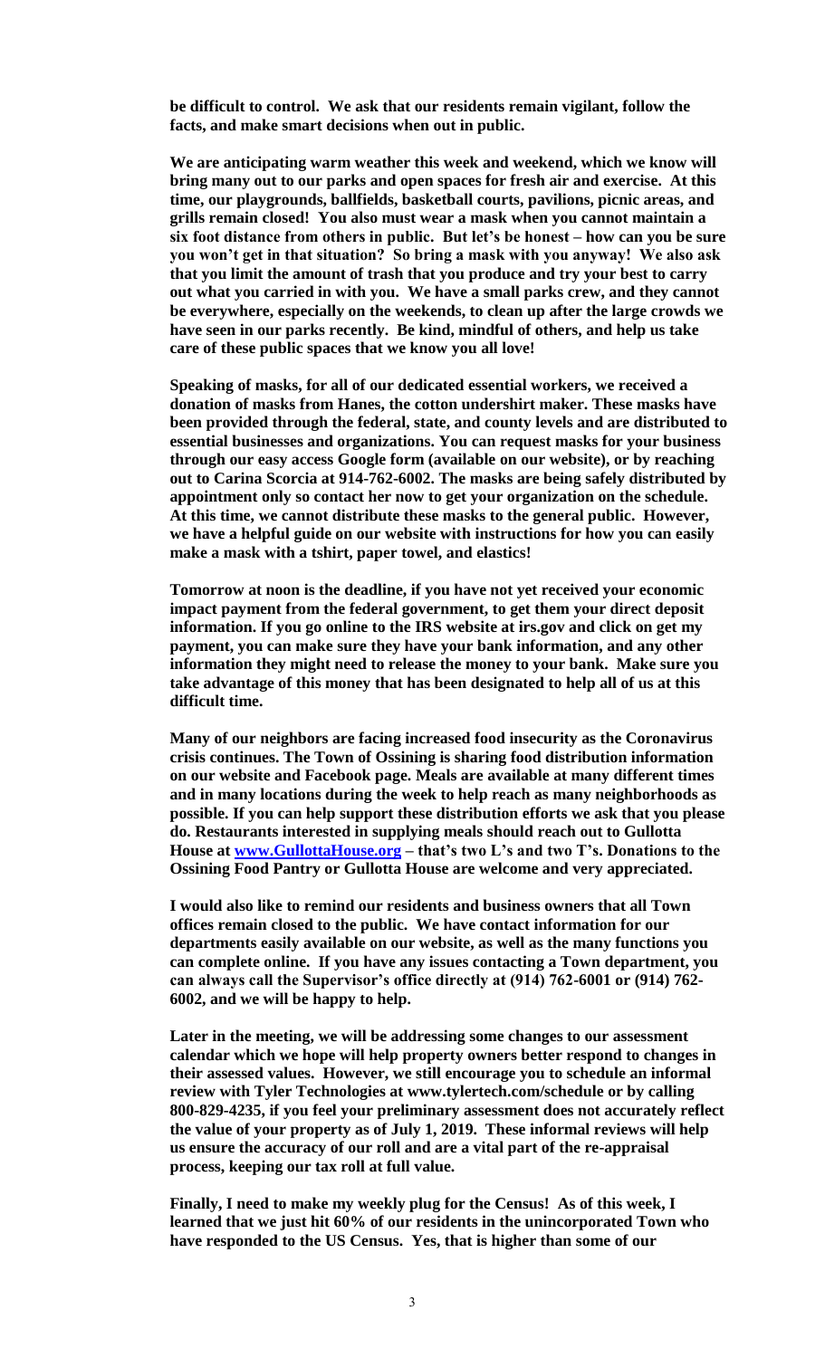**be difficult to control. We ask that our residents remain vigilant, follow the facts, and make smart decisions when out in public.**

**We are anticipating warm weather this week and weekend, which we know will bring many out to our parks and open spaces for fresh air and exercise. At this time, our playgrounds, ballfields, basketball courts, pavilions, picnic areas, and grills remain closed! You also must wear a mask when you cannot maintain a six foot distance from others in public. But let's be honest – how can you be sure you won't get in that situation? So bring a mask with you anyway! We also ask that you limit the amount of trash that you produce and try your best to carry out what you carried in with you. We have a small parks crew, and they cannot be everywhere, especially on the weekends, to clean up after the large crowds we have seen in our parks recently. Be kind, mindful of others, and help us take care of these public spaces that we know you all love!**

**Speaking of masks, for all of our dedicated essential workers, we received a donation of masks from Hanes, the cotton undershirt maker. These masks have been provided through the federal, state, and county levels and are distributed to essential businesses and organizations. You can request masks for your business through our easy access Google form (available on our website), or by reaching out to Carina Scorcia at 914-762-6002. The masks are being safely distributed by appointment only so contact her now to get your organization on the schedule. At this time, we cannot distribute these masks to the general public. However, we have a helpful guide on our website with instructions for how you can easily make a mask with a tshirt, paper towel, and elastics!**

**Tomorrow at noon is the deadline, if you have not yet received your economic impact payment from the federal government, to get them your direct deposit information. If you go online to the IRS website at irs.gov and click on get my payment, you can make sure they have your bank information, and any other information they might need to release the money to your bank. Make sure you take advantage of this money that has been designated to help all of us at this difficult time.**

**Many of our neighbors are facing increased food insecurity as the Coronavirus crisis continues. The Town of Ossining is sharing food distribution information on our website and Facebook page. Meals are available at many different times and in many locations during the week to help reach as many neighborhoods as possible. If you can help support these distribution efforts we ask that you please do. Restaurants interested in supplying meals should reach out to Gullotta House at [www.GullottaHouse.org](http://www.GullottaHouse.org) – that's two L's and two T's. Donations to the Ossining Food Pantry or Gullotta House are welcome and very appreciated.**

**I would also like to remind our residents and business owners that all Town offices remain closed to the public. We have contact information for our departments easily available on our website, as well as the many functions you can complete online. If you have any issues contacting a Town department, you can always call the Supervisor's office directly at (914) 762-6001 or (914) 762-6002, and we will be happy to help.**

**Later in the meeting, we will be addressing some changes to our assessment calendar which we hope will help property owners better respond to changes in their assessed values. However, we still encourage you to schedule an informal review with Tyler Technologies at www.tylertech.com/schedule or by calling 800-829-4235, if you feel your preliminary assessment does not accurately reflect the value of your property as of July 1, 2019. These informal reviews will help us ensure the accuracy of our roll and are a vital part of the re-appraisal process, keeping our tax roll at full value.**

**Finally, I need to make my weekly plug for the Census! As of this week, I learned that we just hit 60% of our residents in the unincorporated Town who have responded to the US Census. Yes, that is higher than some of our**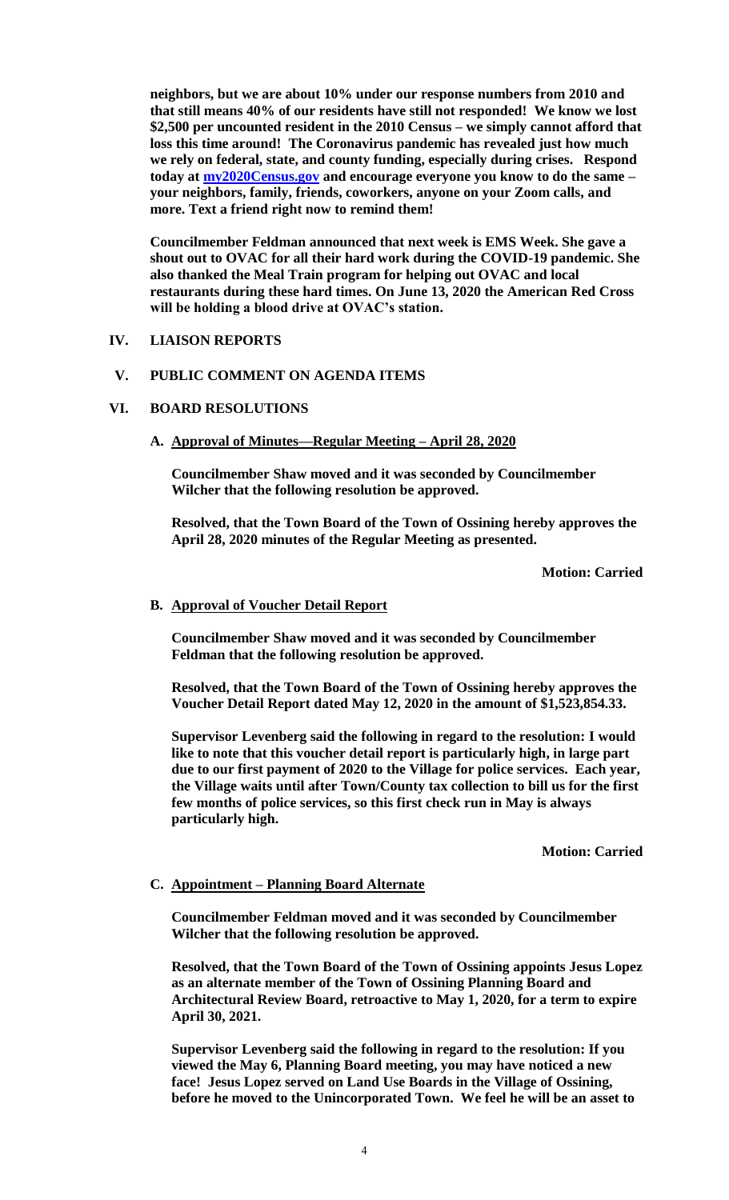**neighbors, but we are about 10% under our response numbers from 2010 and that still means 40% of our residents have still not responded! We know we lost $2,500 per uncounted resident in the 2010 Census – we simply cannot afford that loss this time around! The Coronavirus pandemic has revealed just how much we rely on federal, state, and county funding, especially during crises. Respond today at my2020Census.gov and encourage everyone you know to do the same – your neighbors, family, friends, coworkers, anyone on your Zoom calls, and more. Text a friend right now to remind them!**

**Councilmember Feldman announced that next week is EMS Week. She gave a shout out to OVAC for all their hard work during the COVID-19 pandemic. She also thanked the Meal Train program for helping out OVAC and local restaurants during these hard times. On June 13, 2020 the American Red Cross will be holding a blood drive at OVAC's station.**

## IV. LIAISON REPORTS

## V. PUBLIC COMMENT ON AGENDA ITEMS

## VI. BOARD RESOLUTIONS

### A. Approval of Minutes—Regular Meeting – April 28, 2020

**Councilmember Shaw moved and it was seconded by Councilmember Wilcher that the following resolution be approved.**

**Resolved, that the Town Board of the Town of Ossining hereby approves the April 28, 2020 minutes of the Regular Meeting as presented.**

**Motion: Carried**

### B. Approval of Voucher Detail Report

**Councilmember Shaw moved and it was seconded by Councilmember Feldman that the following resolution be approved.**

**Resolved, that the Town Board of the Town of Ossining hereby approves the Voucher Detail Report dated May 12, 2020 in the amount of $1,523,854.33.**

**Supervisor Levenberg said the following in regard to the resolution: I would like to note that this voucher detail report is particularly high, in large part due to our first payment of 2020 to the Village for police services. Each year, the Village waits until after Town/County tax collection to bill us for the first few months of police services, so this first check run in May is always particularly high.**

**Motion: Carried**

### C. Appointment – Planning Board Alternate

**Councilmember Feldman moved and it was seconded by Councilmember Wilcher that the following resolution be approved.**

**Resolved, that the Town Board of the Town of Ossining appoints Jesus Lopez as an alternate member of the Town of Ossining Planning Board and Architectural Review Board, retroactive to May 1, 2020, for a term to expire April 30, 2021.**

**Supervisor Levenberg said the following in regard to the resolution: If you viewed the May 6, Planning Board meeting, you may have noticed a new face! Jesus Lopez served on Land Use Boards in the Village of Ossining, before he moved to the Unincorporated Town. We feel he will be an asset to**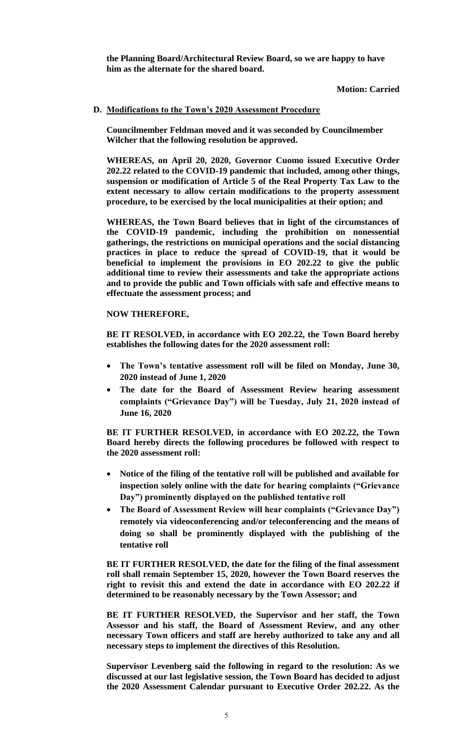**the Planning Board/Architectural Review Board, so we are happy to have him as the alternate for the shared board.**

**Motion: Carried**

**D. Modifications to the Town's 2020 Assessment Procedure**

**Councilmember Feldman moved and it was seconded by Councilmember Wilcher that the following resolution be approved.**

**WHEREAS, on April 20, 2020, Governor Cuomo issued Executive Order 202.22 related to the COVID-19 pandemic that included, among other things, suspension or modification of Article 5 of the Real Property Tax Law to the extent necessary to allow certain modifications to the property assessment procedure, to be exercised by the local municipalities at their option; and**

**WHEREAS, the Town Board believes that in light of the circumstances of the COVID-19 pandemic, including the prohibition on nonessential gatherings, the restrictions on municipal operations and the social distancing practices in place to reduce the spread of COVID-19, that it would be beneficial to implement the provisions in EO 202.22 to give the public additional time to review their assessments and take the appropriate actions and to provide the public and Town officials with safe and effective means to effectuate the assessment process; and**

**NOW THEREFORE,**

**BE IT RESOLVED, in accordance with EO 202.22, the Town Board hereby establishes the following dates for the 2020 assessment roll:**

- **The Town's tentative assessment roll will be filed on Monday, June 30, 2020 instead of June 1, 2020**
- **The date for the Board of Assessment Review hearing assessment complaints ("Grievance Day") will be Tuesday, July 21, 2020 instead of June 16, 2020**

**BE IT FURTHER RESOLVED, in accordance with EO 202.22, the Town Board hereby directs the following procedures be followed with respect to the 2020 assessment roll:**

- **Notice of the filing of the tentative roll will be published and available for inspection solely online with the date for hearing complaints ("Grievance Day") prominently displayed on the published tentative roll**
- **The Board of Assessment Review will hear complaints ("Grievance Day") remotely via videoconferencing and/or teleconferencing and the means of doing so shall be prominently displayed with the publishing of the tentative roll**

**BE IT FURTHER RESOLVED, the date for the filing of the final assessment roll shall remain September 15, 2020, however the Town Board reserves the right to revisit this and extend the date in accordance with EO 202.22 if determined to be reasonably necessary by the Town Assessor; and**

**BE IT FURTHER RESOLVED, the Supervisor and her staff, the Town Assessor and his staff, the Board of Assessment Review, and any other necessary Town officers and staff are hereby authorized to take any and all necessary steps to implement the directives of this Resolution.**

**Supervisor Levenberg said the following in regard to the resolution: As we discussed at our last legislative session, the Town Board has decided to adjust the 2020 Assessment Calendar pursuant to Executive Order 202.22. As the**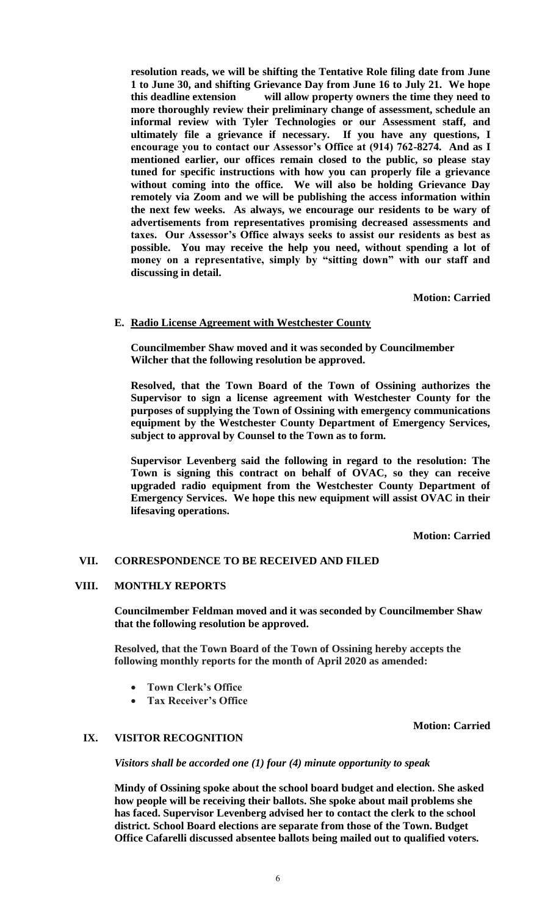**resolution reads, we will be shifting the Tentative Role filing date from June 1 to June 30, and shifting Grievance Day from June 16 to July 21. We hope this deadline extension will allow property owners the time they need to more thoroughly review their preliminary change of assessment, schedule an informal review with Tyler Technologies or our Assessment staff, and ultimately file a grievance if necessary. If you have any questions, I encourage you to contact our Assessor's Office at (914) 762-8274. And as I mentioned earlier, our offices remain closed to the public, so please stay tuned for specific instructions with how you can properly file a grievance without coming into the office. We will also be holding Grievance Day remotely via Zoom and we will be publishing the access information within the next few weeks. As always, we encourage our residents to be wary of advertisements from representatives promising decreased assessments and taxes. Our Assessor's Office always seeks to assist our residents as best as possible. You may receive the help you need, without spending a lot of money on a representative, simply by "sitting down" with our staff and discussing in detail.**

**Motion: Carried**

**E. Radio License Agreement with Westchester County**

**Councilmember Shaw moved and it was seconded by Councilmember Wilcher that the following resolution be approved.**

**Resolved, that the Town Board of the Town of Ossining authorizes the Supervisor to sign a license agreement with Westchester County for the purposes of supplying the Town of Ossining with emergency communications equipment by the Westchester County Department of Emergency Services, subject to approval by Counsel to the Town as to form.**

**Supervisor Levenberg said the following in regard to the resolution: The Town is signing this contract on behalf of OVAC, so they can receive upgraded radio equipment from the Westchester County Department of Emergency Services. We hope this new equipment will assist OVAC in their lifesaving operations.**

**Motion: Carried**

## VII. CORRESPONDENCE TO BE RECEIVED AND FILED

## VIII. MONTHLY REPORTS

**Councilmember Feldman moved and it was seconded by Councilmember Shaw that the following resolution be approved.**

**Resolved, that the Town Board of the Town of Ossining hereby accepts the following monthly reports for the month of April 2020 as amended:**

- **Town Clerk's Office**
- **Tax Receiver's Office**

**Motion: Carried**

## IX. VISITOR RECOGNITION

***Visitors shall be accorded one (1) four (4) minute opportunity to speak***

**Mindy of Ossining spoke about the school board budget and election. She asked how people will be receiving their ballots. She spoke about mail problems she has faced. Supervisor Levenberg advised her to contact the clerk to the school district. School Board elections are separate from those of the Town. Budget Office Cafarelli discussed absentee ballots being mailed out to qualified voters.**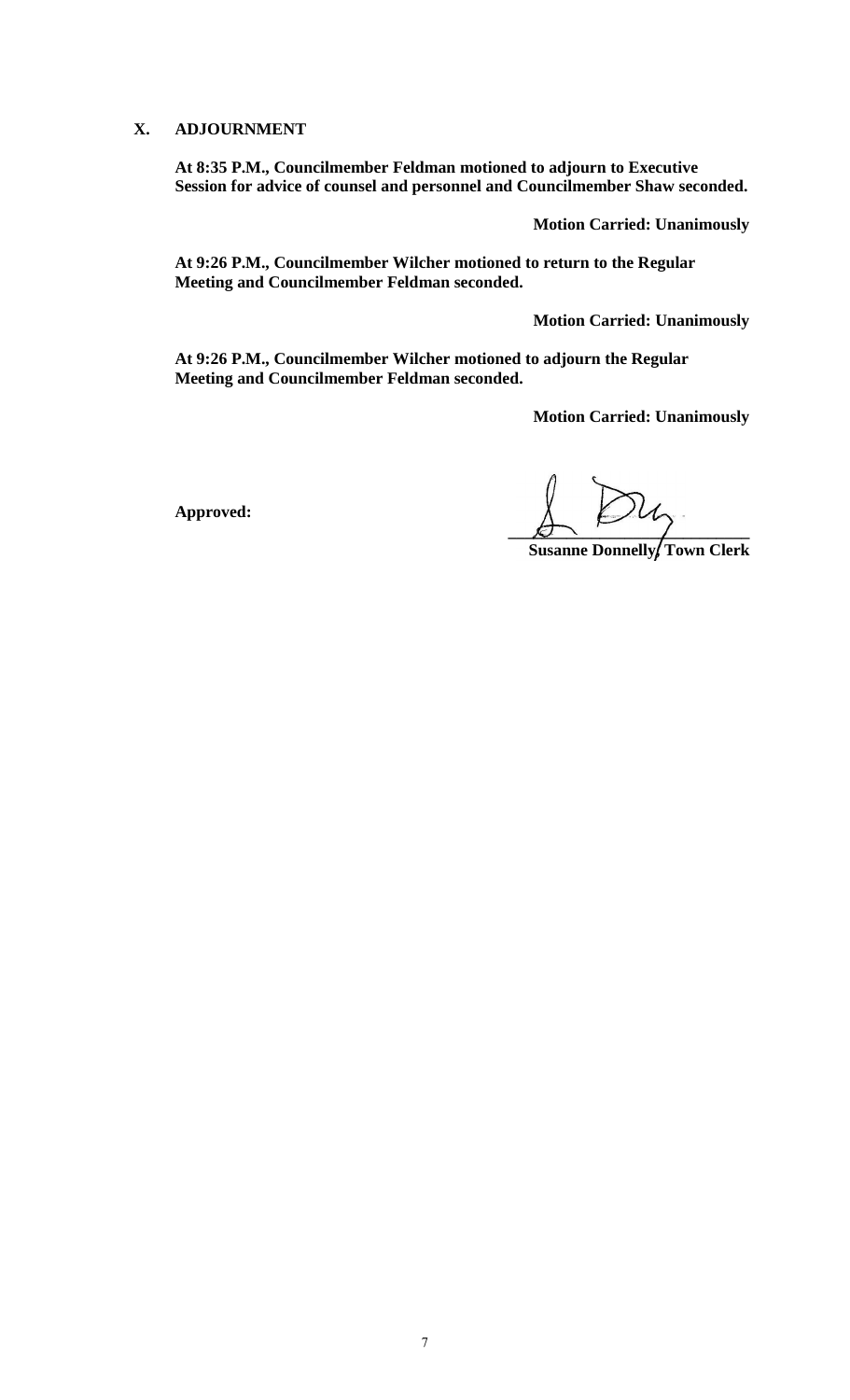## X. ADJOURNMENT

**At 8:35 P.M., Councilmember Feldman motioned to adjourn to Executive Session for advice of counsel and personnel and Councilmember Shaw seconded.**

**Motion Carried: Unanimously**

**At 9:26 P.M., Councilmember Wilcher motioned to return to the Regular Meeting and Councilmember Feldman seconded.**

**Motion Carried: Unanimously**

**At 9:26 P.M., Councilmember Wilcher motioned to adjourn the Regular Meeting and Councilmember Feldman seconded.**

**Motion Carried: Unanimously**

**Approved:**

**Susanne Donnelly, Town Clerk**